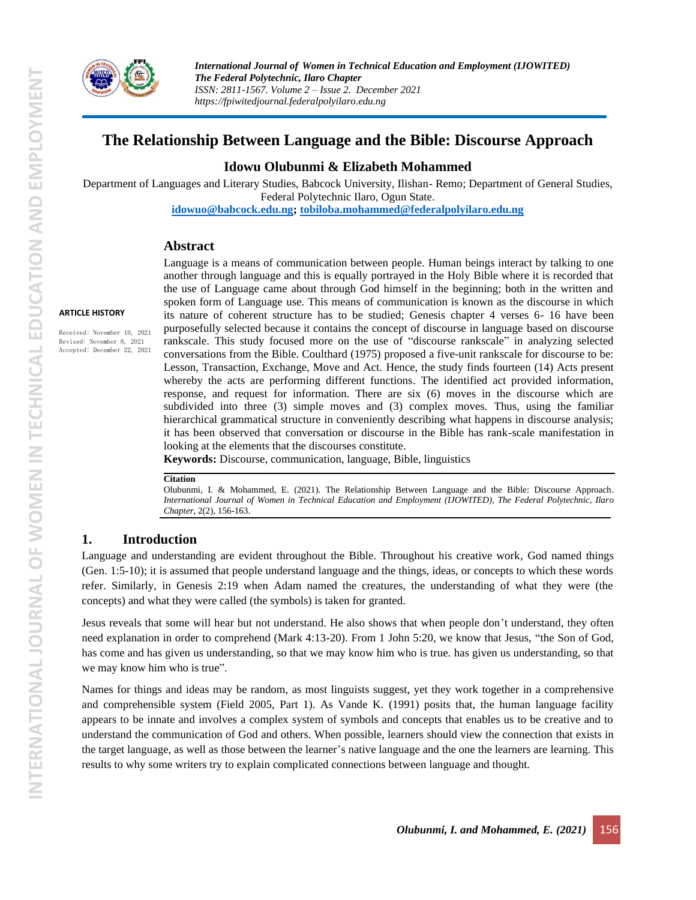# The Relationship Between Language and the Bible: Discourse Approach

**Idowu Olubunmi & Elizabeth Mohammed**

Department of Languages and Literary Studies, Babcock University, Ilishan- Remo; Department of General Studies, Federal Polytechnic Ilaro, Ogun State.

idowuo@babcock.edu.ng; tobiloba.mohammed@federalpolyilaro.edu.ng

**ARTICLE HISTORY**

Received: November 10, 2021
Revised: November 8, 2021
Accepted: December 22, 2021

## Abstract

Language is a means of communication between people. Human beings interact by talking to one another through language and this is equally portrayed in the Holy Bible where it is recorded that the use of Language came about through God himself in the beginning; both in the written and spoken form of Language use. This means of communication is known as the discourse in which its nature of coherent structure has to be studied; Genesis chapter 4 verses 6- 16 have been purposefully selected because it contains the concept of discourse in language based on discourse rankscale. This study focused more on the use of "discourse rankscale" in analyzing selected conversations from the Bible. Coulthard (1975) proposed a five-unit rankscale for discourse to be: Lesson, Transaction, Exchange, Move and Act. Hence, the study finds fourteen (14) Acts present whereby the acts are performing different functions. The identified act provided information, response, and request for information. There are six (6) moves in the discourse which are subdivided into three (3) simple moves and (3) complex moves. Thus, using the familiar hierarchical grammatical structure in conveniently describing what happens in discourse analysis; it has been observed that conversation or discourse in the Bible has rank-scale manifestation in looking at the elements that the discourses constitute.

**Keywords:** Discourse, communication, language, Bible, linguistics

**Citation**

Olubunmi, I. & Mohammed, E. (2021). The Relationship Between Language and the Bible: Discourse Approach. *International Journal of Women in Technical Education and Employment (IJOWITED), The Federal Polytechnic, Ilaro Chapter*, 2(2), 156-163.

## 1. Introduction

Language and understanding are evident throughout the Bible. Throughout his creative work, God named things (Gen. 1:5-10); it is assumed that people understand language and the things, ideas, or concepts to which these words refer. Similarly, in Genesis 2:19 when Adam named the creatures, the understanding of what they were (the concepts) and what they were called (the symbols) is taken for granted.

Jesus reveals that some will hear but not understand. He also shows that when people don't understand, they often need explanation in order to comprehend (Mark 4:13-20). From 1 John 5:20, we know that Jesus, "the Son of God, has come and has given us understanding, so that we may know him who is true. has given us understanding, so that we may know him who is true".

Names for things and ideas may be random, as most linguists suggest, yet they work together in a comprehensive and comprehensible system (Field 2005, Part 1). As Vande K. (1991) posits that, the human language facility appears to be innate and involves a complex system of symbols and concepts that enables us to be creative and to understand the communication of God and others. When possible, learners should view the connection that exists in the target language, as well as those between the learner's native language and the one the learners are learning. This results to why some writers try to explain complicated connections between language and thought.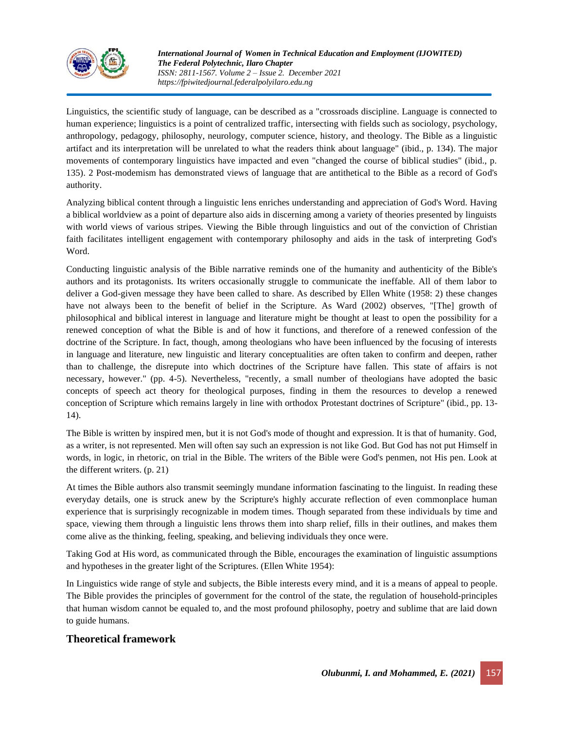Linguistics, the scientific study of language, can be described as a "crossroads discipline. Language is connected to human experience; linguistics is a point of centralized traffic, intersecting with fields such as sociology, psychology, anthropology, pedagogy, philosophy, neurology, computer science, history, and theology. The Bible as a linguistic artifact and its interpretation will be unrelated to what the readers think about language" (ibid., p. 134). The major movements of contemporary linguistics have impacted and even "changed the course of biblical studies" (ibid., p. 135). 2 Post-modemism has demonstrated views of language that are antithetical to the Bible as a record of God's authority.

Analyzing biblical content through a linguistic lens enriches understanding and appreciation of God's Word. Having a biblical worldview as a point of departure also aids in discerning among a variety of theories presented by linguists with world views of various stripes. Viewing the Bible through linguistics and out of the conviction of Christian faith facilitates intelligent engagement with contemporary philosophy and aids in the task of interpreting God's Word.

Conducting linguistic analysis of the Bible narrative reminds one of the humanity and authenticity of the Bible's authors and its protagonists. Its writers occasionally struggle to communicate the ineffable. All of them labor to deliver a God-given message they have been called to share. As described by Ellen White (1958: 2) these changes have not always been to the benefit of belief in the Scripture. As Ward (2002) observes, "[The] growth of philosophical and biblical interest in language and literature might be thought at least to open the possibility for a renewed conception of what the Bible is and of how it functions, and therefore of a renewed confession of the doctrine of the Scripture. In fact, though, among theologians who have been influenced by the focusing of interests in language and literature, new linguistic and literary conceptualities are often taken to confirm and deepen, rather than to challenge, the disrepute into which doctrines of the Scripture have fallen. This state of affairs is not necessary, however." (pp. 4-5). Nevertheless, "recently, a small number of theologians have adopted the basic concepts of speech act theory for theological purposes, finding in them the resources to develop a renewed conception of Scripture which remains largely in line with orthodox Protestant doctrines of Scripture" (ibid., pp. 13-14).

The Bible is written by inspired men, but it is not God's mode of thought and expression. It is that of humanity. God, as a writer, is not represented. Men will often say such an expression is not like God. But God has not put Himself in words, in logic, in rhetoric, on trial in the Bible. The writers of the Bible were God's penmen, not His pen. Look at the different writers. (p. 21)

At times the Bible authors also transmit seemingly mundane information fascinating to the linguist. In reading these everyday details, one is struck anew by the Scripture's highly accurate reflection of even commonplace human experience that is surprisingly recognizable in modem times. Though separated from these individuals by time and space, viewing them through a linguistic lens throws them into sharp relief, fills in their outlines, and makes them come alive as the thinking, feeling, speaking, and believing individuals they once were.

Taking God at His word, as communicated through the Bible, encourages the examination of linguistic assumptions and hypotheses in the greater light of the Scriptures. (Ellen White 1954):

In Linguistics wide range of style and subjects, the Bible interests every mind, and it is a means of appeal to people. The Bible provides the principles of government for the control of the state, the regulation of household-principles that human wisdom cannot be equaled to, and the most profound philosophy, poetry and sublime that are laid down to guide humans.

## Theoretical framework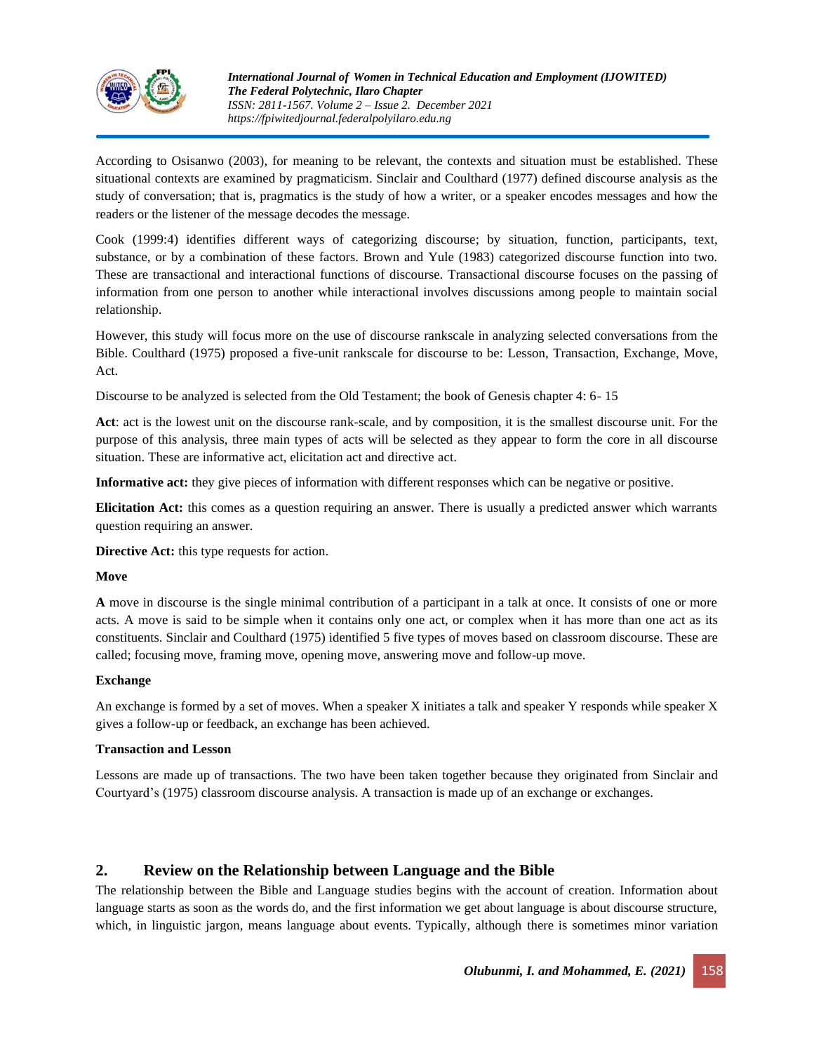According to Osisanwo (2003), for meaning to be relevant, the contexts and situation must be established. These situational contexts are examined by pragmaticism. Sinclair and Coulthard (1977) defined discourse analysis as the study of conversation; that is, pragmatics is the study of how a writer, or a speaker encodes messages and how the readers or the listener of the message decodes the message.

Cook (1999:4) identifies different ways of categorizing discourse; by situation, function, participants, text, substance, or by a combination of these factors. Brown and Yule (1983) categorized discourse function into two. These are transactional and interactional functions of discourse. Transactional discourse focuses on the passing of information from one person to another while interactional involves discussions among people to maintain social relationship.

However, this study will focus more on the use of discourse rankscale in analyzing selected conversations from the Bible. Coulthard (1975) proposed a five-unit rankscale for discourse to be: Lesson, Transaction, Exchange, Move, Act.

Discourse to be analyzed is selected from the Old Testament; the book of Genesis chapter 4: 6- 15

**Act**: act is the lowest unit on the discourse rank-scale, and by composition, it is the smallest discourse unit. For the purpose of this analysis, three main types of acts will be selected as they appear to form the core in all discourse situation. These are informative act, elicitation act and directive act.

**Informative act:** they give pieces of information with different responses which can be negative or positive.

**Elicitation Act:** this comes as a question requiring an answer. There is usually a predicted answer which warrants question requiring an answer.

**Directive Act:** this type requests for action.

**Move**

**A** move in discourse is the single minimal contribution of a participant in a talk at once. It consists of one or more acts. A move is said to be simple when it contains only one act, or complex when it has more than one act as its constituents. Sinclair and Coulthard (1975) identified 5 five types of moves based on classroom discourse. These are called; focusing move, framing move, opening move, answering move and follow-up move.

**Exchange**

An exchange is formed by a set of moves. When a speaker X initiates a talk and speaker Y responds while speaker X gives a follow-up or feedback, an exchange has been achieved.

**Transaction and Lesson**

Lessons are made up of transactions. The two have been taken together because they originated from Sinclair and Courtyard's (1975) classroom discourse analysis. A transaction is made up of an exchange or exchanges.

## 2. Review on the Relationship between Language and the Bible

The relationship between the Bible and Language studies begins with the account of creation. Information about language starts as soon as the words do, and the first information we get about language is about discourse structure, which, in linguistic jargon, means language about events. Typically, although there is sometimes minor variation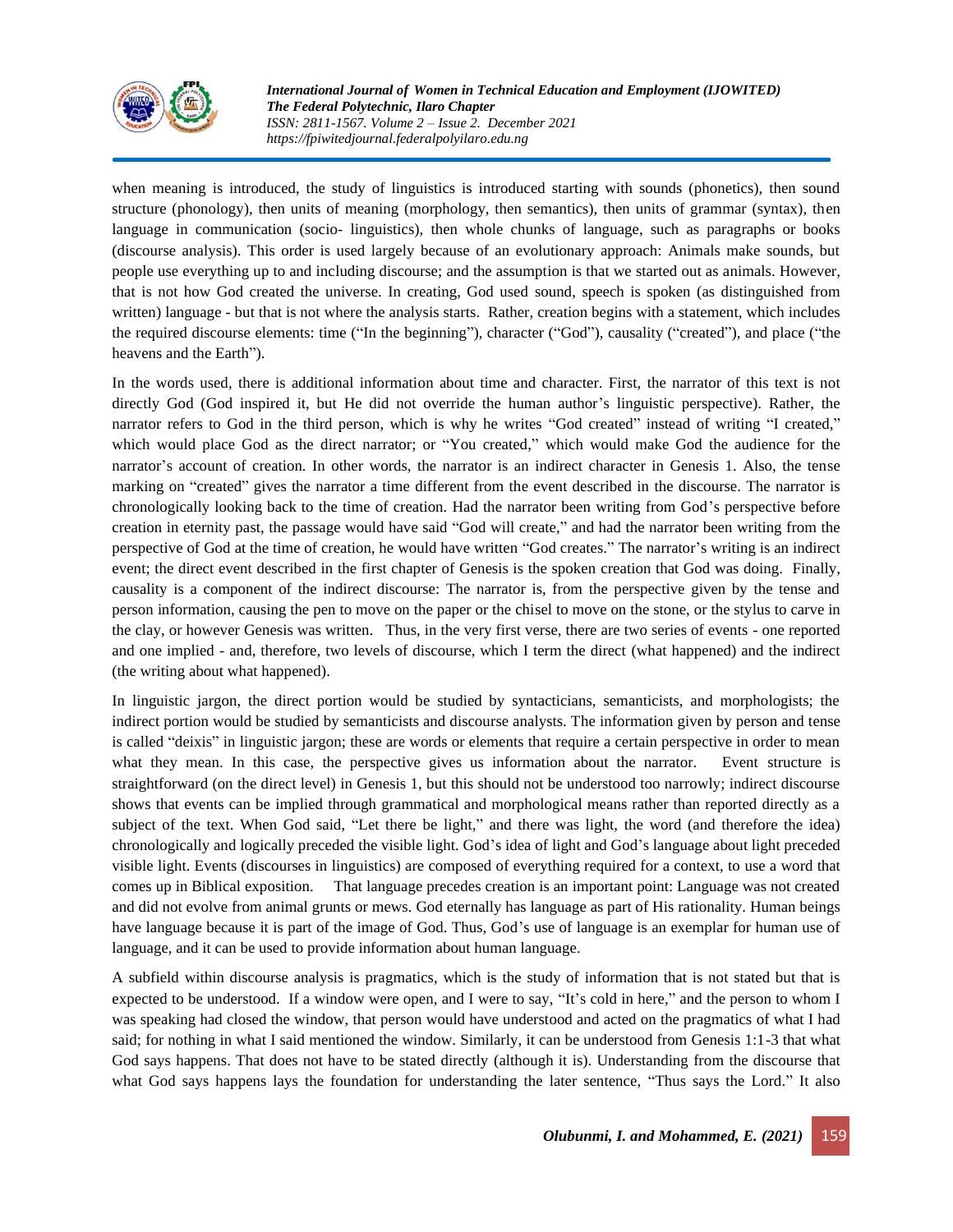when meaning is introduced, the study of linguistics is introduced starting with sounds (phonetics), then sound structure (phonology), then units of meaning (morphology, then semantics), then units of grammar (syntax), then language in communication (socio- linguistics), then whole chunks of language, such as paragraphs or books (discourse analysis). This order is used largely because of an evolutionary approach: Animals make sounds, but people use everything up to and including discourse; and the assumption is that we started out as animals. However, that is not how God created the universe. In creating, God used sound, speech is spoken (as distinguished from written) language - but that is not where the analysis starts. Rather, creation begins with a statement, which includes the required discourse elements: time ("In the beginning"), character ("God"), causality ("created"), and place ("the heavens and the Earth").

In the words used, there is additional information about time and character. First, the narrator of this text is not directly God (God inspired it, but He did not override the human author's linguistic perspective). Rather, the narrator refers to God in the third person, which is why he writes "God created" instead of writing "I created," which would place God as the direct narrator; or "You created," which would make God the audience for the narrator's account of creation. In other words, the narrator is an indirect character in Genesis 1. Also, the tense marking on "created" gives the narrator a time different from the event described in the discourse. The narrator is chronologically looking back to the time of creation. Had the narrator been writing from God's perspective before creation in eternity past, the passage would have said "God will create," and had the narrator been writing from the perspective of God at the time of creation, he would have written "God creates." The narrator's writing is an indirect event; the direct event described in the first chapter of Genesis is the spoken creation that God was doing. Finally, causality is a component of the indirect discourse: The narrator is, from the perspective given by the tense and person information, causing the pen to move on the paper or the chisel to move on the stone, or the stylus to carve in the clay, or however Genesis was written. Thus, in the very first verse, there are two series of events - one reported and one implied - and, therefore, two levels of discourse, which I term the direct (what happened) and the indirect (the writing about what happened).

In linguistic jargon, the direct portion would be studied by syntacticians, semanticists, and morphologists; the indirect portion would be studied by semanticists and discourse analysts. The information given by person and tense is called "deixis" in linguistic jargon; these are words or elements that require a certain perspective in order to mean what they mean. In this case, the perspective gives us information about the narrator. Event structure is straightforward (on the direct level) in Genesis 1, but this should not be understood too narrowly; indirect discourse shows that events can be implied through grammatical and morphological means rather than reported directly as a subject of the text. When God said, "Let there be light," and there was light, the word (and therefore the idea) chronologically and logically preceded the visible light. God's idea of light and God's language about light preceded visible light. Events (discourses in linguistics) are composed of everything required for a context, to use a word that comes up in Biblical exposition. That language precedes creation is an important point: Language was not created and did not evolve from animal grunts or mews. God eternally has language as part of His rationality. Human beings have language because it is part of the image of God. Thus, God's use of language is an exemplar for human use of language, and it can be used to provide information about human language.

A subfield within discourse analysis is pragmatics, which is the study of information that is not stated but that is expected to be understood. If a window were open, and I were to say, "It's cold in here," and the person to whom I was speaking had closed the window, that person would have understood and acted on the pragmatics of what I had said; for nothing in what I said mentioned the window. Similarly, it can be understood from Genesis 1:1-3 that what God says happens. That does not have to be stated directly (although it is). Understanding from the discourse that what God says happens lays the foundation for understanding the later sentence, "Thus says the Lord." It also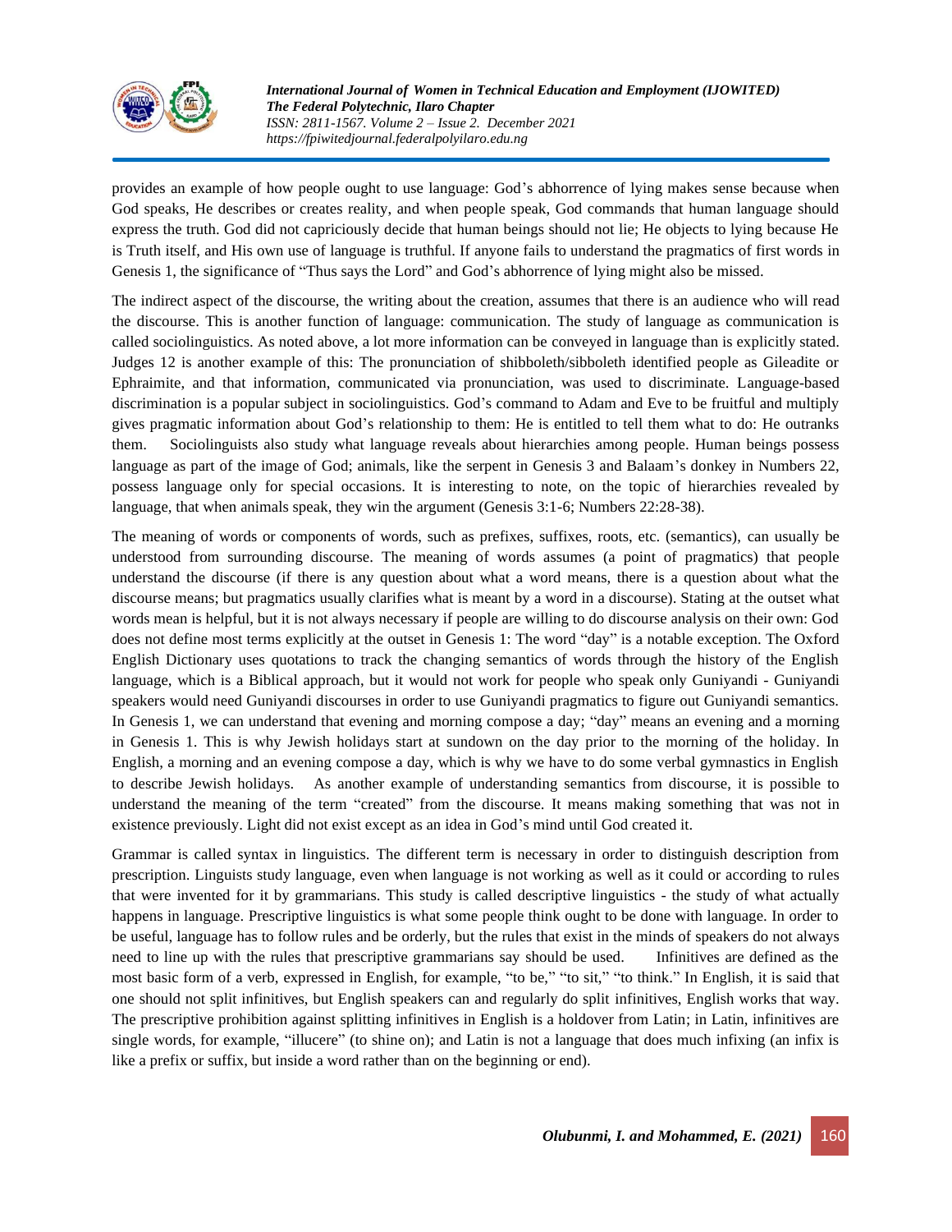provides an example of how people ought to use language: God's abhorrence of lying makes sense because when God speaks, He describes or creates reality, and when people speak, God commands that human language should express the truth. God did not capriciously decide that human beings should not lie; He objects to lying because He is Truth itself, and His own use of language is truthful. If anyone fails to understand the pragmatics of first words in Genesis 1, the significance of "Thus says the Lord" and God's abhorrence of lying might also be missed.

The indirect aspect of the discourse, the writing about the creation, assumes that there is an audience who will read the discourse. This is another function of language: communication. The study of language as communication is called sociolinguistics. As noted above, a lot more information can be conveyed in language than is explicitly stated. Judges 12 is another example of this: The pronunciation of shibboleth/sibboleth identified people as Gileadite or Ephraimite, and that information, communicated via pronunciation, was used to discriminate. Language-based discrimination is a popular subject in sociolinguistics. God's command to Adam and Eve to be fruitful and multiply gives pragmatic information about God's relationship to them: He is entitled to tell them what to do: He outranks them. Sociolinguists also study what language reveals about hierarchies among people. Human beings possess language as part of the image of God; animals, like the serpent in Genesis 3 and Balaam's donkey in Numbers 22, possess language only for special occasions. It is interesting to note, on the topic of hierarchies revealed by language, that when animals speak, they win the argument (Genesis 3:1-6; Numbers 22:28-38).

The meaning of words or components of words, such as prefixes, suffixes, roots, etc. (semantics), can usually be understood from surrounding discourse. The meaning of words assumes (a point of pragmatics) that people understand the discourse (if there is any question about what a word means, there is a question about what the discourse means; but pragmatics usually clarifies what is meant by a word in a discourse). Stating at the outset what words mean is helpful, but it is not always necessary if people are willing to do discourse analysis on their own: God does not define most terms explicitly at the outset in Genesis 1: The word "day" is a notable exception. The Oxford English Dictionary uses quotations to track the changing semantics of words through the history of the English language, which is a Biblical approach, but it would not work for people who speak only Guniyandi - Guniyandi speakers would need Guniyandi discourses in order to use Guniyandi pragmatics to figure out Guniyandi semantics. In Genesis 1, we can understand that evening and morning compose a day; "day" means an evening and a morning in Genesis 1. This is why Jewish holidays start at sundown on the day prior to the morning of the holiday. In English, a morning and an evening compose a day, which is why we have to do some verbal gymnastics in English to describe Jewish holidays. As another example of understanding semantics from discourse, it is possible to understand the meaning of the term "created" from the discourse. It means making something that was not in existence previously. Light did not exist except as an idea in God's mind until God created it.

Grammar is called syntax in linguistics. The different term is necessary in order to distinguish description from prescription. Linguists study language, even when language is not working as well as it could or according to rules that were invented for it by grammarians. This study is called descriptive linguistics - the study of what actually happens in language. Prescriptive linguistics is what some people think ought to be done with language. In order to be useful, language has to follow rules and be orderly, but the rules that exist in the minds of speakers do not always need to line up with the rules that prescriptive grammarians say should be used. Infinitives are defined as the most basic form of a verb, expressed in English, for example, "to be," "to sit," "to think." In English, it is said that one should not split infinitives, but English speakers can and regularly do split infinitives, English works that way. The prescriptive prohibition against splitting infinitives in English is a holdover from Latin; in Latin, infinitives are single words, for example, "illucere" (to shine on); and Latin is not a language that does much infixing (an infix is like a prefix or suffix, but inside a word rather than on the beginning or end).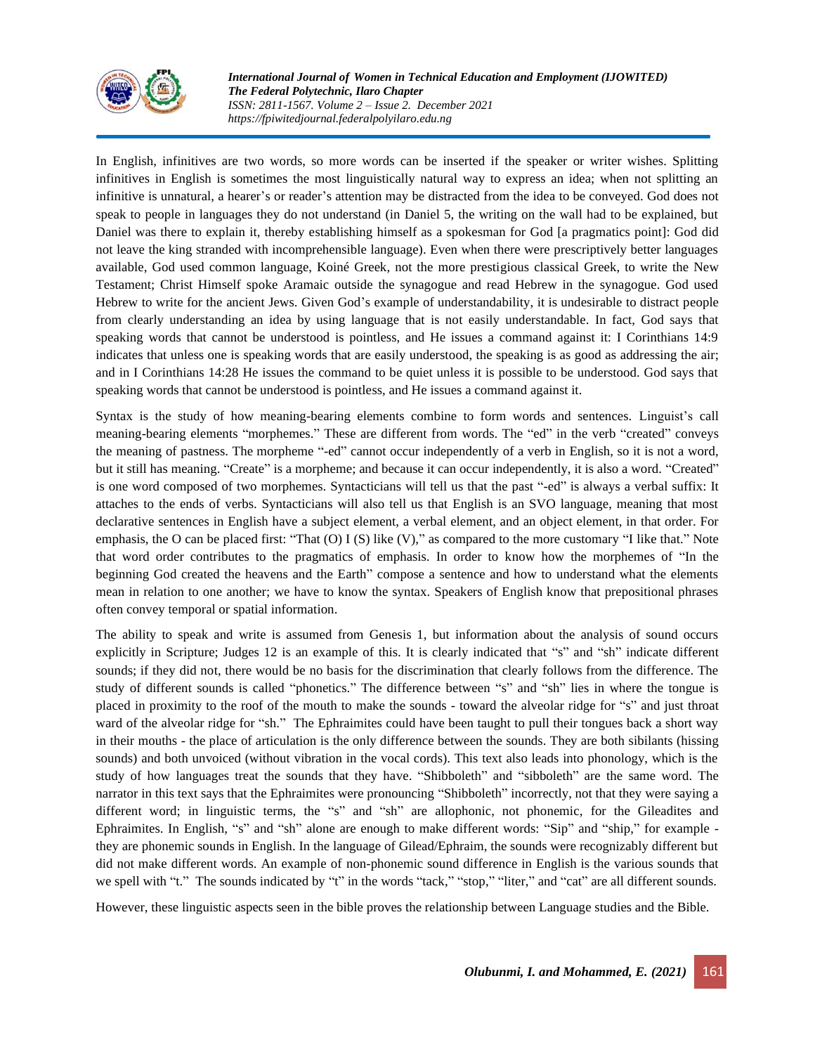In English, infinitives are two words, so more words can be inserted if the speaker or writer wishes. Splitting infinitives in English is sometimes the most linguistically natural way to express an idea; when not splitting an infinitive is unnatural, a hearer's or reader's attention may be distracted from the idea to be conveyed. God does not speak to people in languages they do not understand (in Daniel 5, the writing on the wall had to be explained, but Daniel was there to explain it, thereby establishing himself as a spokesman for God [a pragmatics point]: God did not leave the king stranded with incomprehensible language). Even when there were prescriptively better languages available, God used common language, Koiné Greek, not the more prestigious classical Greek, to write the New Testament; Christ Himself spoke Aramaic outside the synagogue and read Hebrew in the synagogue. God used Hebrew to write for the ancient Jews. Given God's example of understandability, it is undesirable to distract people from clearly understanding an idea by using language that is not easily understandable. In fact, God says that speaking words that cannot be understood is pointless, and He issues a command against it: I Corinthians 14:9 indicates that unless one is speaking words that are easily understood, the speaking is as good as addressing the air; and in I Corinthians 14:28 He issues the command to be quiet unless it is possible to be understood. God says that speaking words that cannot be understood is pointless, and He issues a command against it.

Syntax is the study of how meaning-bearing elements combine to form words and sentences. Linguist's call meaning-bearing elements "morphemes." These are different from words. The "ed" in the verb "created" conveys the meaning of pastness. The morpheme "-ed" cannot occur independently of a verb in English, so it is not a word, but it still has meaning. "Create" is a morpheme; and because it can occur independently, it is also a word. "Created" is one word composed of two morphemes. Syntacticians will tell us that the past "-ed" is always a verbal suffix: It attaches to the ends of verbs. Syntacticians will also tell us that English is an SVO language, meaning that most declarative sentences in English have a subject element, a verbal element, and an object element, in that order. For emphasis, the O can be placed first: "That (O) I (S) like (V)," as compared to the more customary "I like that." Note that word order contributes to the pragmatics of emphasis. In order to know how the morphemes of "In the beginning God created the heavens and the Earth" compose a sentence and how to understand what the elements mean in relation to one another; we have to know the syntax. Speakers of English know that prepositional phrases often convey temporal or spatial information.

The ability to speak and write is assumed from Genesis 1, but information about the analysis of sound occurs explicitly in Scripture; Judges 12 is an example of this. It is clearly indicated that "s" and "sh" indicate different sounds; if they did not, there would be no basis for the discrimination that clearly follows from the difference. The study of different sounds is called "phonetics." The difference between "s" and "sh" lies in where the tongue is placed in proximity to the roof of the mouth to make the sounds - toward the alveolar ridge for "s" and just throat ward of the alveolar ridge for "sh." The Ephraimites could have been taught to pull their tongues back a short way in their mouths - the place of articulation is the only difference between the sounds. They are both sibilants (hissing sounds) and both unvoiced (without vibration in the vocal cords). This text also leads into phonology, which is the study of how languages treat the sounds that they have. "Shibboleth" and "sibboleth" are the same word. The narrator in this text says that the Ephraimites were pronouncing "Shibboleth" incorrectly, not that they were saying a different word; in linguistic terms, the "s" and "sh" are allophonic, not phonemic, for the Gileadites and Ephraimites. In English, "s" and "sh" alone are enough to make different words: "Sip" and "ship," for example - they are phonemic sounds in English. In the language of Gilead/Ephraim, the sounds were recognizably different but did not make different words. An example of non-phonemic sound difference in English is the various sounds that we spell with "t." The sounds indicated by "t" in the words "tack," "stop," "liter," and "cat" are all different sounds.

However, these linguistic aspects seen in the bible proves the relationship between Language studies and the Bible.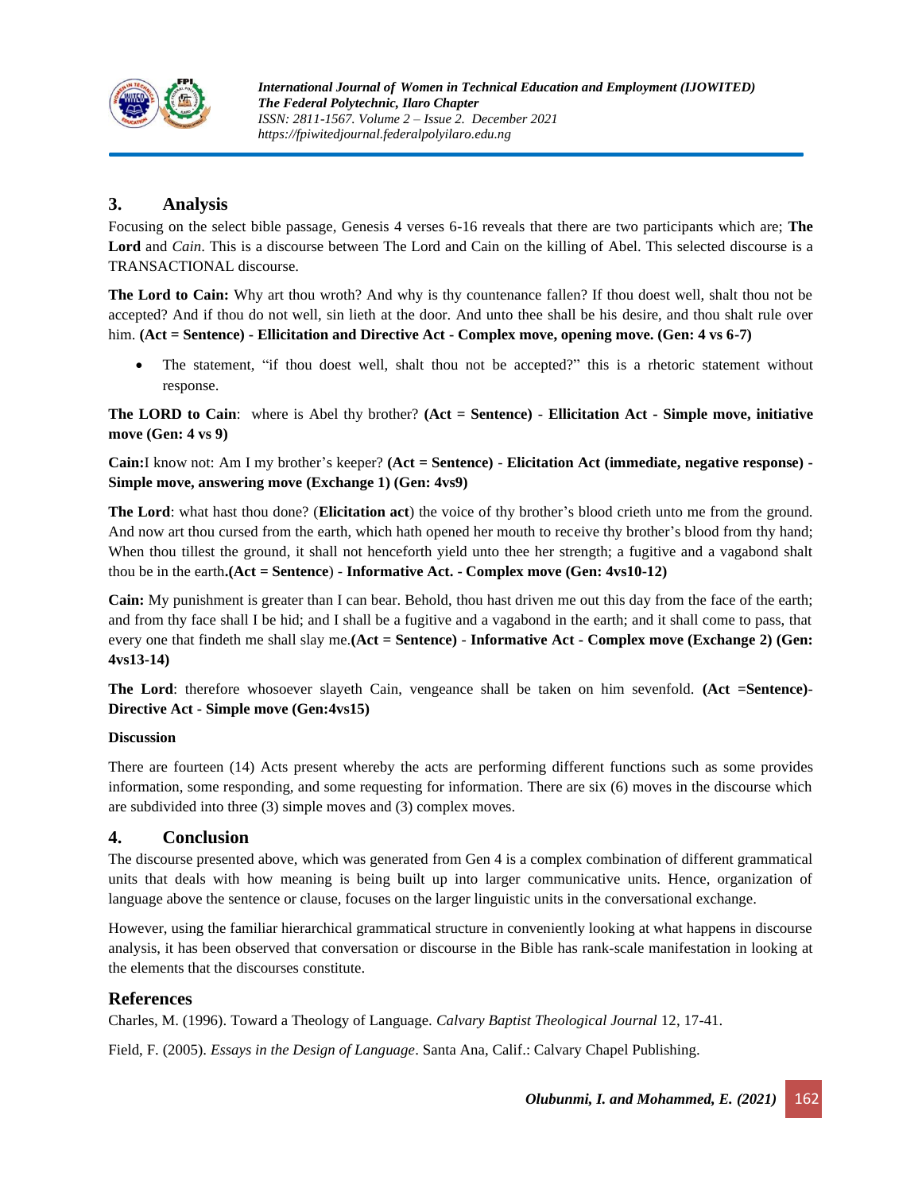## 3. Analysis

Focusing on the select bible passage, Genesis 4 verses 6-16 reveals that there are two participants which are; **The Lord** and *Cain*. This is a discourse between The Lord and Cain on the killing of Abel. This selected discourse is a TRANSACTIONAL discourse.

**The Lord to Cain:** Why art thou wroth? And why is thy countenance fallen? If thou doest well, shalt thou not be accepted? And if thou do not well, sin lieth at the door. And unto thee shall be his desire, and thou shalt rule over him. **(Act = Sentence) - Ellicitation and Directive Act - Complex move, opening move. (Gen: 4 vs 6-7)**

- The statement, "if thou doest well, shalt thou not be accepted?" this is a rhetoric statement without response.

**The LORD to Cain**: where is Abel thy brother? **(Act = Sentence) - Ellicitation Act - Simple move, initiative move (Gen: 4 vs 9)**

**Cain:**I know not: Am I my brother's keeper? **(Act = Sentence) - Elicitation Act (immediate, negative response) - Simple move, answering move (Exchange 1) (Gen: 4vs9)**

**The Lord**: what hast thou done? (**Elicitation act**) the voice of thy brother's blood crieth unto me from the ground. And now art thou cursed from the earth, which hath opened her mouth to receive thy brother's blood from thy hand; When thou tillest the ground, it shall not henceforth yield unto thee her strength; a fugitive and a vagabond shalt thou be in the earth**.(Act = Sentence**) - **Informative Act. - Complex move (Gen: 4vs10-12)**

**Cain:** My punishment is greater than I can bear. Behold, thou hast driven me out this day from the face of the earth; and from thy face shall I be hid; and I shall be a fugitive and a vagabond in the earth; and it shall come to pass, that every one that findeth me shall slay me.**(Act = Sentence) - Informative Act - Complex move (Exchange 2) (Gen: 4vs13-14)**

**The Lord**: therefore whosoever slayeth Cain, vengeance shall be taken on him sevenfold. **(Act =Sentence)- Directive Act - Simple move (Gen:4vs15)**

**Discussion**

There are fourteen (14) Acts present whereby the acts are performing different functions such as some provides information, some responding, and some requesting for information. There are six (6) moves in the discourse which are subdivided into three (3) simple moves and (3) complex moves.

## 4. Conclusion

The discourse presented above, which was generated from Gen 4 is a complex combination of different grammatical units that deals with how meaning is being built up into larger communicative units. Hence, organization of language above the sentence or clause, focuses on the larger linguistic units in the conversational exchange.

However, using the familiar hierarchical grammatical structure in conveniently looking at what happens in discourse analysis, it has been observed that conversation or discourse in the Bible has rank-scale manifestation in looking at the elements that the discourses constitute.

## References

Charles, M. (1996). Toward a Theology of Language. *Calvary Baptist Theological Journal* 12, 17-41.

Field, F. (2005). *Essays in the Design of Language*. Santa Ana, Calif.: Calvary Chapel Publishing.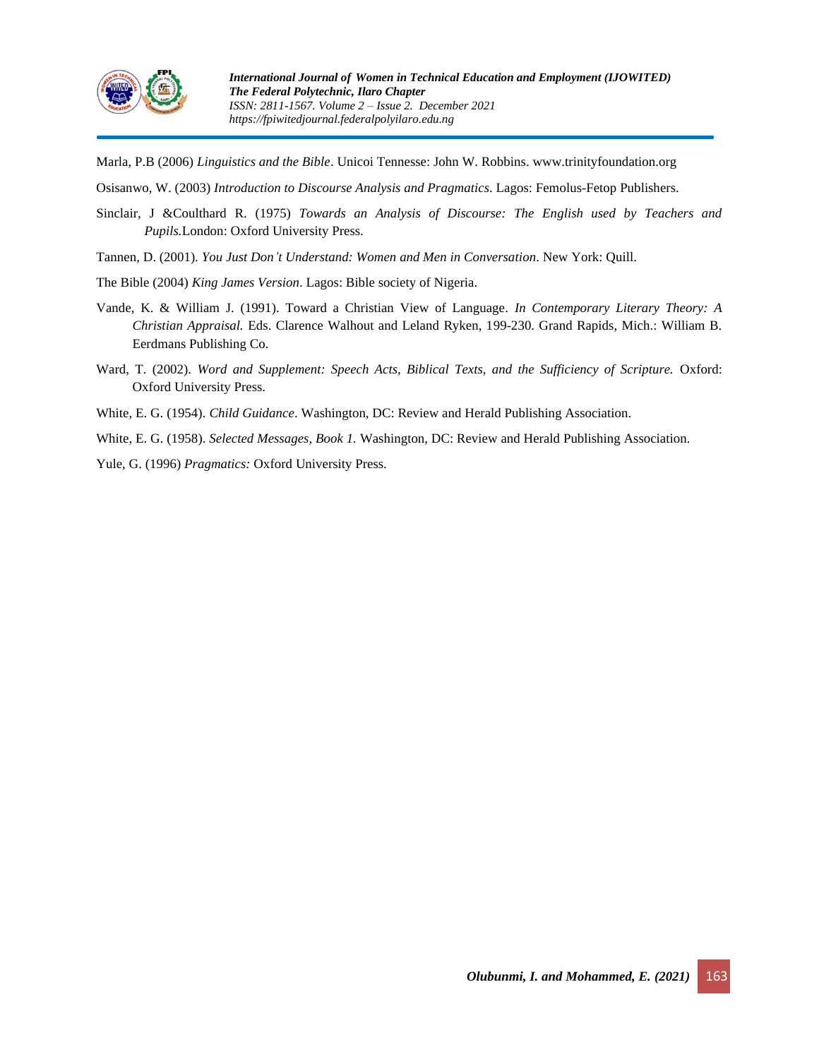Marla, P.B (2006) *Linguistics and the Bible*. Unicoi Tennesse: John W. Robbins. www.trinityfoundation.org

Osisanwo, W. (2003) *Introduction to Discourse Analysis and Pragmatics*. Lagos: Femolus-Fetop Publishers.

Sinclair, J &Coulthard R. (1975) *Towards an Analysis of Discourse: The English used by Teachers and Pupils.*London: Oxford University Press.

Tannen, D. (2001). *You Just Don't Understand: Women and Men in Conversation*. New York: Quill.

The Bible (2004) *King James Version*. Lagos: Bible society of Nigeria.

Vande, K. & William J. (1991). Toward a Christian View of Language. *In Contemporary Literary Theory: A Christian Appraisal.* Eds. Clarence Walhout and Leland Ryken, 199-230. Grand Rapids, Mich.: William B. Eerdmans Publishing Co.

Ward, T. (2002). *Word and Supplement: Speech Acts, Biblical Texts, and the Sufficiency of Scripture.* Oxford: Oxford University Press.

White, E. G. (1954). *Child Guidance*. Washington, DC: Review and Herald Publishing Association.

White, E. G. (1958). *Selected Messages, Book 1.* Washington, DC: Review and Herald Publishing Association.

Yule, G. (1996) *Pragmatics:* Oxford University Press.